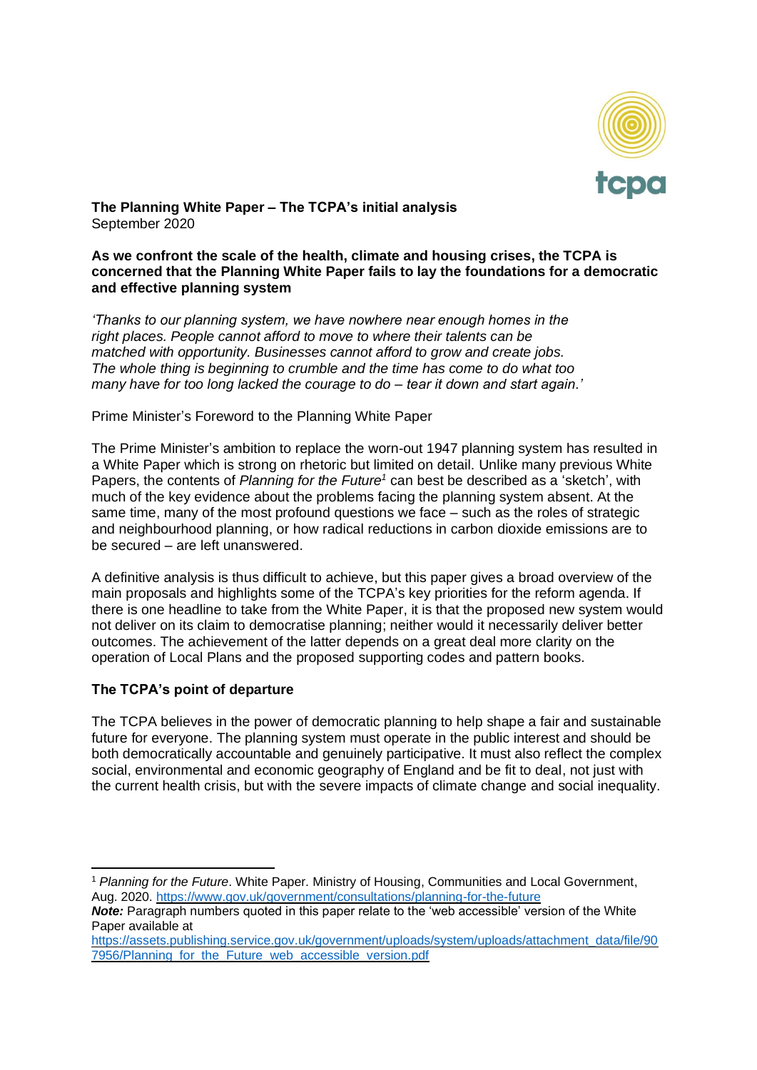**The Planning White Paper – The TCPA's initial analysis**
September 2020

**As we confront the scale of the health, climate and housing crises, the TCPA is concerned that the Planning White Paper fails to lay the foundations for a democratic and effective planning system**

*'Thanks to our planning system, we have nowhere near enough homes in the right places. People cannot afford to move to where their talents can be matched with opportunity. Businesses cannot afford to grow and create jobs. The whole thing is beginning to crumble and the time has come to do what too many have for too long lacked the courage to do – tear it down and start again.'*

Prime Minister's Foreword to the Planning White Paper

The Prime Minister's ambition to replace the worn-out 1947 planning system has resulted in a White Paper which is strong on rhetoric but limited on detail. Unlike many previous White Papers, the contents of *Planning for the Future*[1] can best be described as a 'sketch', with much of the key evidence about the problems facing the planning system absent. At the same time, many of the most profound questions we face – such as the roles of strategic and neighbourhood planning, or how radical reductions in carbon dioxide emissions are to be secured – are left unanswered.

A definitive analysis is thus difficult to achieve, but this paper gives a broad overview of the main proposals and highlights some of the TCPA's key priorities for the reform agenda. If there is one headline to take from the White Paper, it is that the proposed new system would not deliver on its claim to democratise planning; neither would it necessarily deliver better outcomes. The achievement of the latter depends on a great deal more clarity on the operation of Local Plans and the proposed supporting codes and pattern books.

## The TCPA's point of departure

The TCPA believes in the power of democratic planning to help shape a fair and sustainable future for everyone. The planning system must operate in the public interest and should be both democratically accountable and genuinely participative. It must also reflect the complex social, environmental and economic geography of England and be fit to deal, not just with the current health crisis, but with the severe impacts of climate change and social inequality.

---

[1] *Planning for the Future*. White Paper. Ministry of Housing, Communities and Local Government, Aug. 2020. https://www.gov.uk/government/consultations/planning-for-the-future

***Note:*** Paragraph numbers quoted in this paper relate to the 'web accessible' version of the White Paper available at https://assets.publishing.service.gov.uk/government/uploads/system/uploads/attachment_data/file/907956/Planning_for_the_Future_web_accessible_version.pdf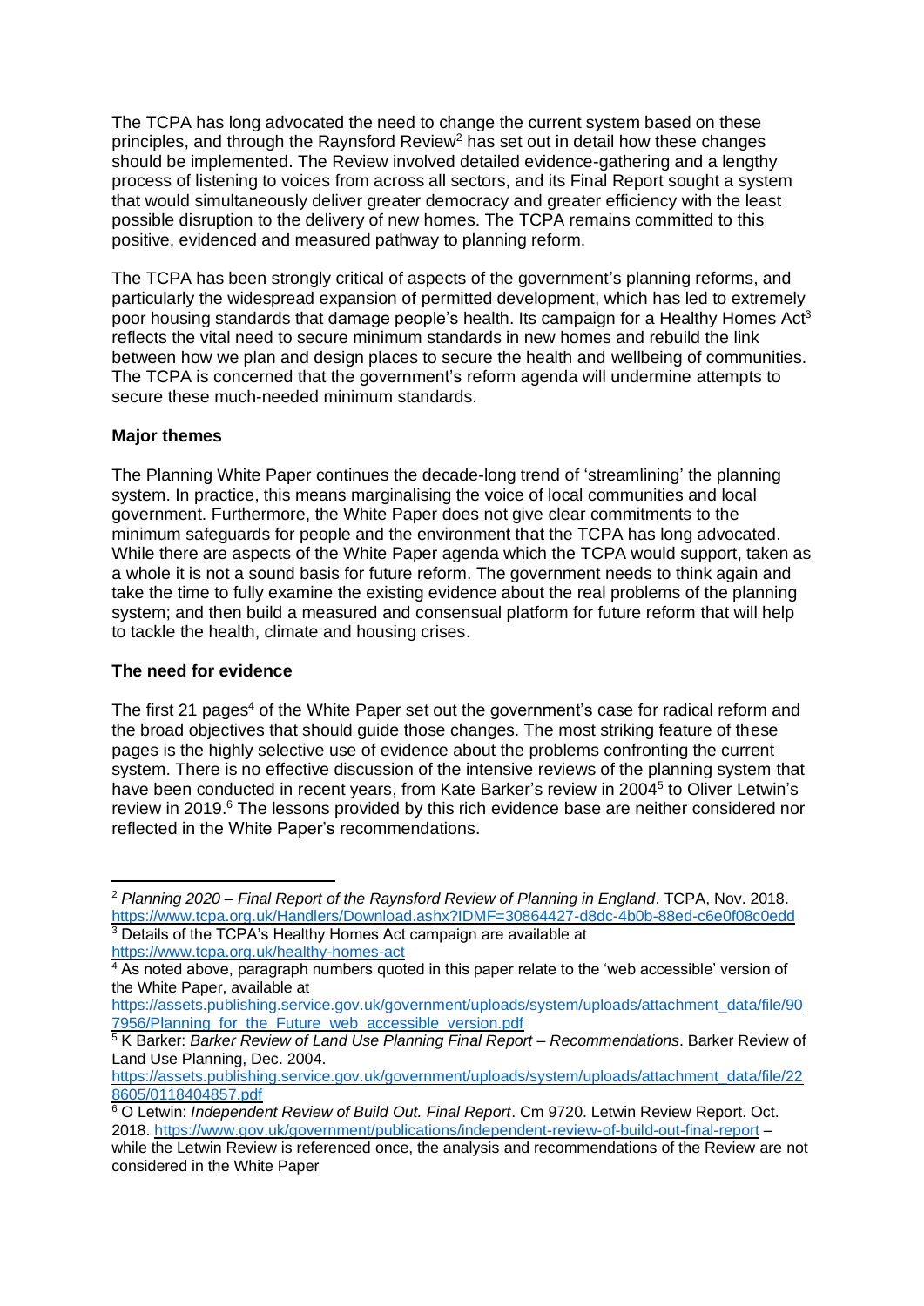The TCPA has long advocated the need to change the current system based on these principles, and through the Raynsford Review[2] has set out in detail how these changes should be implemented. The Review involved detailed evidence-gathering and a lengthy process of listening to voices from across all sectors, and its Final Report sought a system that would simultaneously deliver greater democracy and greater efficiency with the least possible disruption to the delivery of new homes. The TCPA remains committed to this positive, evidenced and measured pathway to planning reform.

The TCPA has been strongly critical of aspects of the government's planning reforms, and particularly the widespread expansion of permitted development, which has led to extremely poor housing standards that damage people's health. Its campaign for a Healthy Homes Act[3] reflects the vital need to secure minimum standards in new homes and rebuild the link between how we plan and design places to secure the health and wellbeing of communities. The TCPA is concerned that the government's reform agenda will undermine attempts to secure these much-needed minimum standards.

**Major themes**

The Planning White Paper continues the decade-long trend of 'streamlining' the planning system. In practice, this means marginalising the voice of local communities and local government. Furthermore, the White Paper does not give clear commitments to the minimum safeguards for people and the environment that the TCPA has long advocated. While there are aspects of the White Paper agenda which the TCPA would support, taken as a whole it is not a sound basis for future reform. The government needs to think again and take the time to fully examine the existing evidence about the real problems of the planning system; and then build a measured and consensual platform for future reform that will help to tackle the health, climate and housing crises.

**The need for evidence**

The first 21 pages[4] of the White Paper set out the government's case for radical reform and the broad objectives that should guide those changes. The most striking feature of these pages is the highly selective use of evidence about the problems confronting the current system. There is no effective discussion of the intensive reviews of the planning system that have been conducted in recent years, from Kate Barker's review in 2004[5] to Oliver Letwin's review in 2019.[6] The lessons provided by this rich evidence base are neither considered nor reflected in the White Paper's recommendations.

---

[2] *Planning 2020 – Final Report of the Raynsford Review of Planning in England*. TCPA, Nov. 2018. https://www.tcpa.org.uk/Handlers/Download.ashx?IDMF=30864427-d8dc-4b0b-88ed-c6e0f08c0edd

[3] Details of the TCPA's Healthy Homes Act campaign are available at https://www.tcpa.org.uk/healthy-homes-act

[4] As noted above, paragraph numbers quoted in this paper relate to the 'web accessible' version of the White Paper, available at https://assets.publishing.service.gov.uk/government/uploads/system/uploads/attachment_data/file/907956/Planning_for_the_Future_web_accessible_version.pdf

[5] K Barker: *Barker Review of Land Use Planning Final Report – Recommendations*. Barker Review of Land Use Planning, Dec. 2004. https://assets.publishing.service.gov.uk/government/uploads/system/uploads/attachment_data/file/228605/0118404857.pdf

[6] O Letwin: *Independent Review of Build Out. Final Report*. Cm 9720. Letwin Review Report. Oct. 2018. https://www.gov.uk/government/publications/independent-review-of-build-out-final-report – while the Letwin Review is referenced once, the analysis and recommendations of the Review are not considered in the White Paper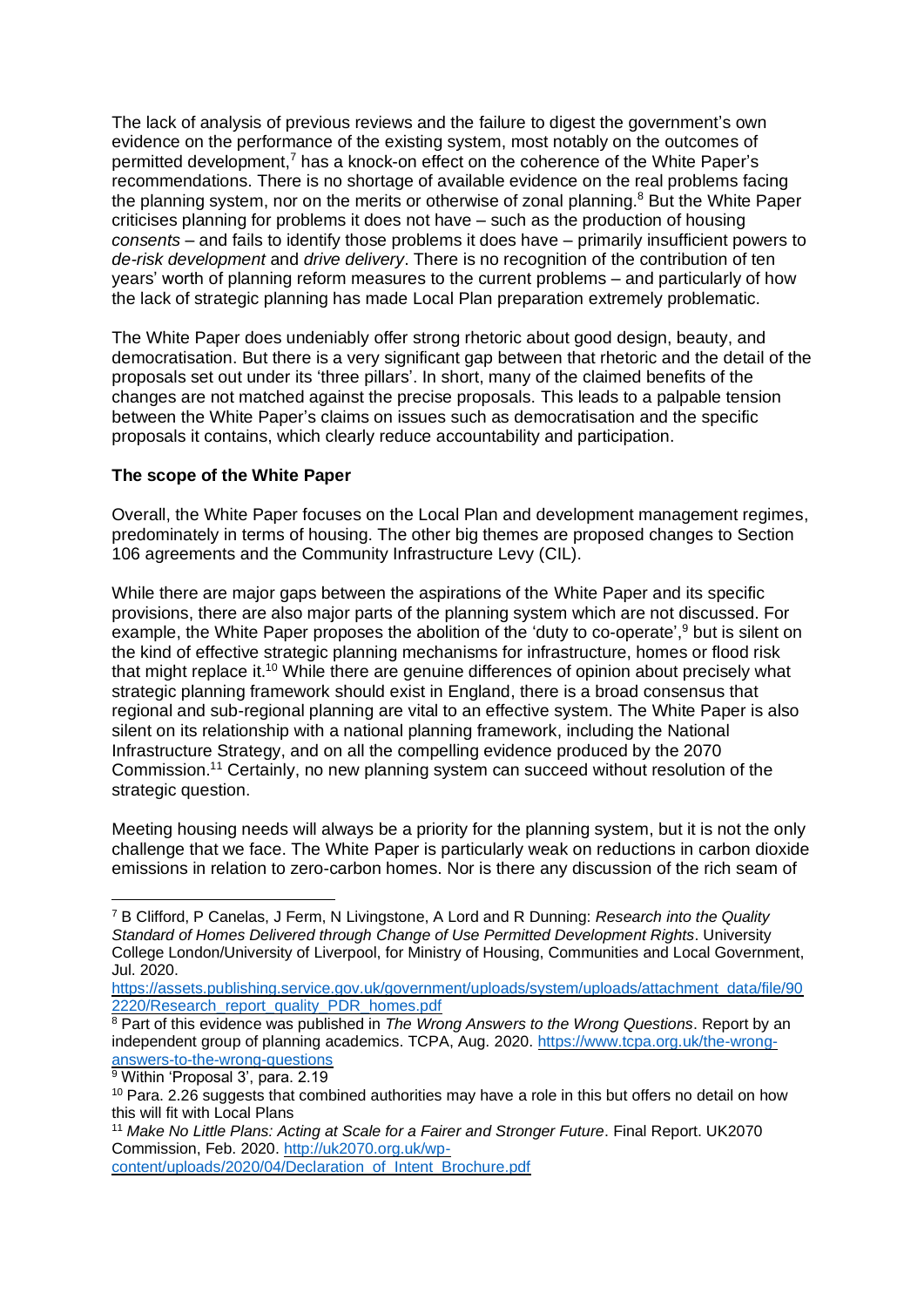The lack of analysis of previous reviews and the failure to digest the government's own evidence on the performance of the existing system, most notably on the outcomes of permitted development,[7] has a knock-on effect on the coherence of the White Paper's recommendations. There is no shortage of available evidence on the real problems facing the planning system, nor on the merits or otherwise of zonal planning.[8] But the White Paper criticises planning for problems it does not have – such as the production of housing *consents* – and fails to identify those problems it does have – primarily insufficient powers to *de-risk development* and *drive delivery*. There is no recognition of the contribution of ten years' worth of planning reform measures to the current problems – and particularly of how the lack of strategic planning has made Local Plan preparation extremely problematic.

The White Paper does undeniably offer strong rhetoric about good design, beauty, and democratisation. But there is a very significant gap between that rhetoric and the detail of the proposals set out under its 'three pillars'. In short, many of the claimed benefits of the changes are not matched against the precise proposals. This leads to a palpable tension between the White Paper's claims on issues such as democratisation and the specific proposals it contains, which clearly reduce accountability and participation.

**The scope of the White Paper**

Overall, the White Paper focuses on the Local Plan and development management regimes, predominately in terms of housing. The other big themes are proposed changes to Section 106 agreements and the Community Infrastructure Levy (CIL).

While there are major gaps between the aspirations of the White Paper and its specific provisions, there are also major parts of the planning system which are not discussed. For example, the White Paper proposes the abolition of the 'duty to co-operate',[9] but is silent on the kind of effective strategic planning mechanisms for infrastructure, homes or flood risk that might replace it.[10] While there are genuine differences of opinion about precisely what strategic planning framework should exist in England, there is a broad consensus that regional and sub-regional planning are vital to an effective system. The White Paper is also silent on its relationship with a national planning framework, including the National Infrastructure Strategy, and on all the compelling evidence produced by the 2070 Commission.[11] Certainly, no new planning system can succeed without resolution of the strategic question.

Meeting housing needs will always be a priority for the planning system, but it is not the only challenge that we face. The White Paper is particularly weak on reductions in carbon dioxide emissions in relation to zero-carbon homes. Nor is there any discussion of the rich seam of

---

[7] B Clifford, P Canelas, J Ferm, N Livingstone, A Lord and R Dunning: *Research into the Quality Standard of Homes Delivered through Change of Use Permitted Development Rights*. University College London/University of Liverpool, for Ministry of Housing, Communities and Local Government, Jul. 2020. https://assets.publishing.service.gov.uk/government/uploads/system/uploads/attachment_data/file/902220/Research_report_quality_PDR_homes.pdf

[8] Part of this evidence was published in *The Wrong Answers to the Wrong Questions*. Report by an independent group of planning academics. TCPA, Aug. 2020. https://www.tcpa.org.uk/the-wrong-answers-to-the-wrong-questions

[9] Within 'Proposal 3', para. 2.19

[10] Para. 2.26 suggests that combined authorities may have a role in this but offers no detail on how this will fit with Local Plans

[11] *Make No Little Plans: Acting at Scale for a Fairer and Stronger Future*. Final Report. UK2070 Commission, Feb. 2020. http://uk2070.org.uk/wp-content/uploads/2020/04/Declaration_of_Intent_Brochure.pdf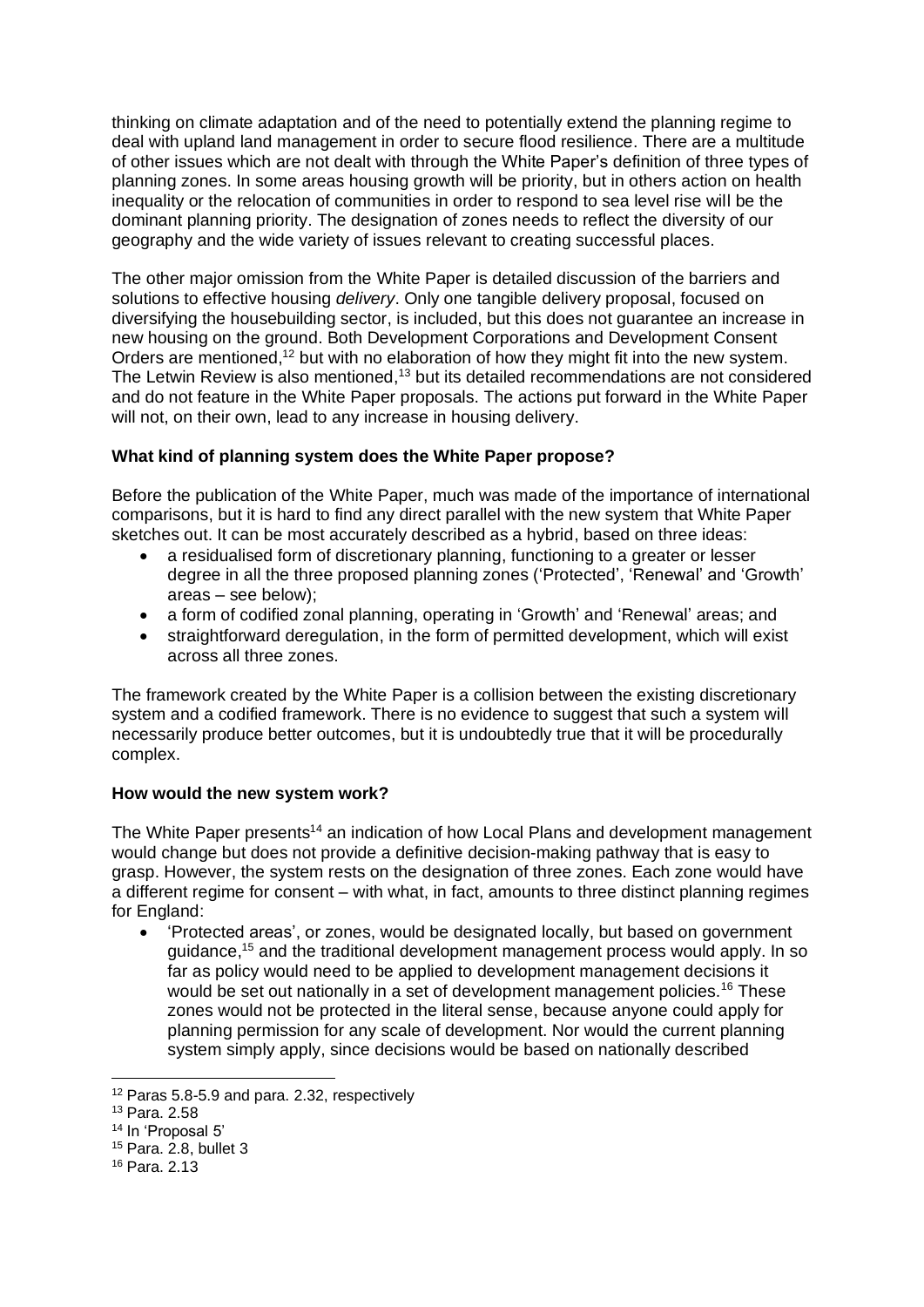thinking on climate adaptation and of the need to potentially extend the planning regime to deal with upland land management in order to secure flood resilience. There are a multitude of other issues which are not dealt with through the White Paper's definition of three types of planning zones. In some areas housing growth will be priority, but in others action on health inequality or the relocation of communities in order to respond to sea level rise will be the dominant planning priority. The designation of zones needs to reflect the diversity of our geography and the wide variety of issues relevant to creating successful places.

The other major omission from the White Paper is detailed discussion of the barriers and solutions to effective housing *delivery*. Only one tangible delivery proposal, focused on diversifying the housebuilding sector, is included, but this does not guarantee an increase in new housing on the ground. Both Development Corporations and Development Consent Orders are mentioned,[12] but with no elaboration of how they might fit into the new system. The Letwin Review is also mentioned,[13] but its detailed recommendations are not considered and do not feature in the White Paper proposals. The actions put forward in the White Paper will not, on their own, lead to any increase in housing delivery.

**What kind of planning system does the White Paper propose?**

Before the publication of the White Paper, much was made of the importance of international comparisons, but it is hard to find any direct parallel with the new system that White Paper sketches out. It can be most accurately described as a hybrid, based on three ideas:

- a residualised form of discretionary planning, functioning to a greater or lesser degree in all the three proposed planning zones ('Protected', 'Renewal' and 'Growth' areas – see below);
- a form of codified zonal planning, operating in 'Growth' and 'Renewal' areas; and
- straightforward deregulation, in the form of permitted development, which will exist across all three zones.

The framework created by the White Paper is a collision between the existing discretionary system and a codified framework. There is no evidence to suggest that such a system will necessarily produce better outcomes, but it is undoubtedly true that it will be procedurally complex.

**How would the new system work?**

The White Paper presents[14] an indication of how Local Plans and development management would change but does not provide a definitive decision-making pathway that is easy to grasp. However, the system rests on the designation of three zones. Each zone would have a different regime for consent – with what, in fact, amounts to three distinct planning regimes for England:

- 'Protected areas', or zones, would be designated locally, but based on government guidance,[15] and the traditional development management process would apply. In so far as policy would need to be applied to development management decisions it would be set out nationally in a set of development management policies.[16] These zones would not be protected in the literal sense, because anyone could apply for planning permission for any scale of development. Nor would the current planning system simply apply, since decisions would be based on nationally described

[12] Paras 5.8-5.9 and para. 2.32, respectively

[13] Para. 2.58

[14] In 'Proposal 5'

[15] Para. 2.8, bullet 3

[16] Para. 2.13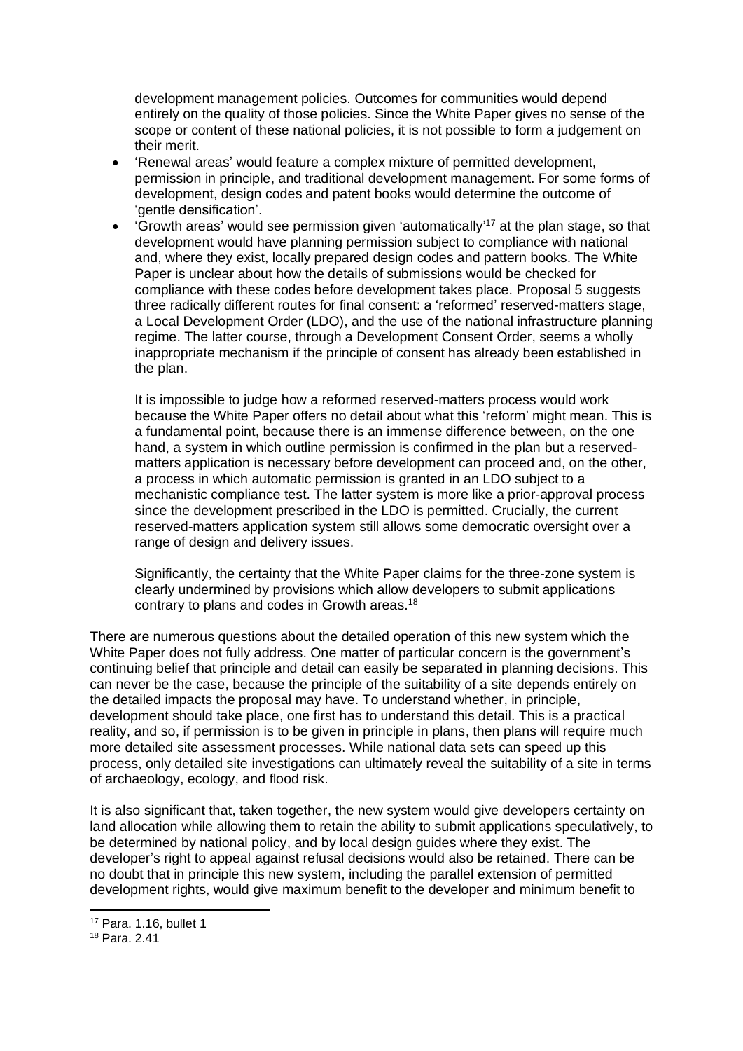development management policies. Outcomes for communities would depend entirely on the quality of those policies. Since the White Paper gives no sense of the scope or content of these national policies, it is not possible to form a judgement on their merit.

- 'Renewal areas' would feature a complex mixture of permitted development, permission in principle, and traditional development management. For some forms of development, design codes and patent books would determine the outcome of 'gentle densification'.
- 'Growth areas' would see permission given 'automatically'[17] at the plan stage, so that development would have planning permission subject to compliance with national and, where they exist, locally prepared design codes and pattern books. The White Paper is unclear about how the details of submissions would be checked for compliance with these codes before development takes place. Proposal 5 suggests three radically different routes for final consent: a 'reformed' reserved-matters stage, a Local Development Order (LDO), and the use of the national infrastructure planning regime. The latter course, through a Development Consent Order, seems a wholly inappropriate mechanism if the principle of consent has already been established in the plan.

  It is impossible to judge how a reformed reserved-matters process would work because the White Paper offers no detail about what this 'reform' might mean. This is a fundamental point, because there is an immense difference between, on the one hand, a system in which outline permission is confirmed in the plan but a reserved-matters application is necessary before development can proceed and, on the other, a process in which automatic permission is granted in an LDO subject to a mechanistic compliance test. The latter system is more like a prior-approval process since the development prescribed in the LDO is permitted. Crucially, the current reserved-matters application system still allows some democratic oversight over a range of design and delivery issues.

  Significantly, the certainty that the White Paper claims for the three-zone system is clearly undermined by provisions which allow developers to submit applications contrary to plans and codes in Growth areas.[18]

There are numerous questions about the detailed operation of this new system which the White Paper does not fully address. One matter of particular concern is the government's continuing belief that principle and detail can easily be separated in planning decisions. This can never be the case, because the principle of the suitability of a site depends entirely on the detailed impacts the proposal may have. To understand whether, in principle, development should take place, one first has to understand this detail. This is a practical reality, and so, if permission is to be given in principle in plans, then plans will require much more detailed site assessment processes. While national data sets can speed up this process, only detailed site investigations can ultimately reveal the suitability of a site in terms of archaeology, ecology, and flood risk.

It is also significant that, taken together, the new system would give developers certainty on land allocation while allowing them to retain the ability to submit applications speculatively, to be determined by national policy, and by local design guides where they exist. The developer's right to appeal against refusal decisions would also be retained. There can be no doubt that in principle this new system, including the parallel extension of permitted development rights, would give maximum benefit to the developer and minimum benefit to

[17] Para. 1.16, bullet 1

[18] Para. 2.41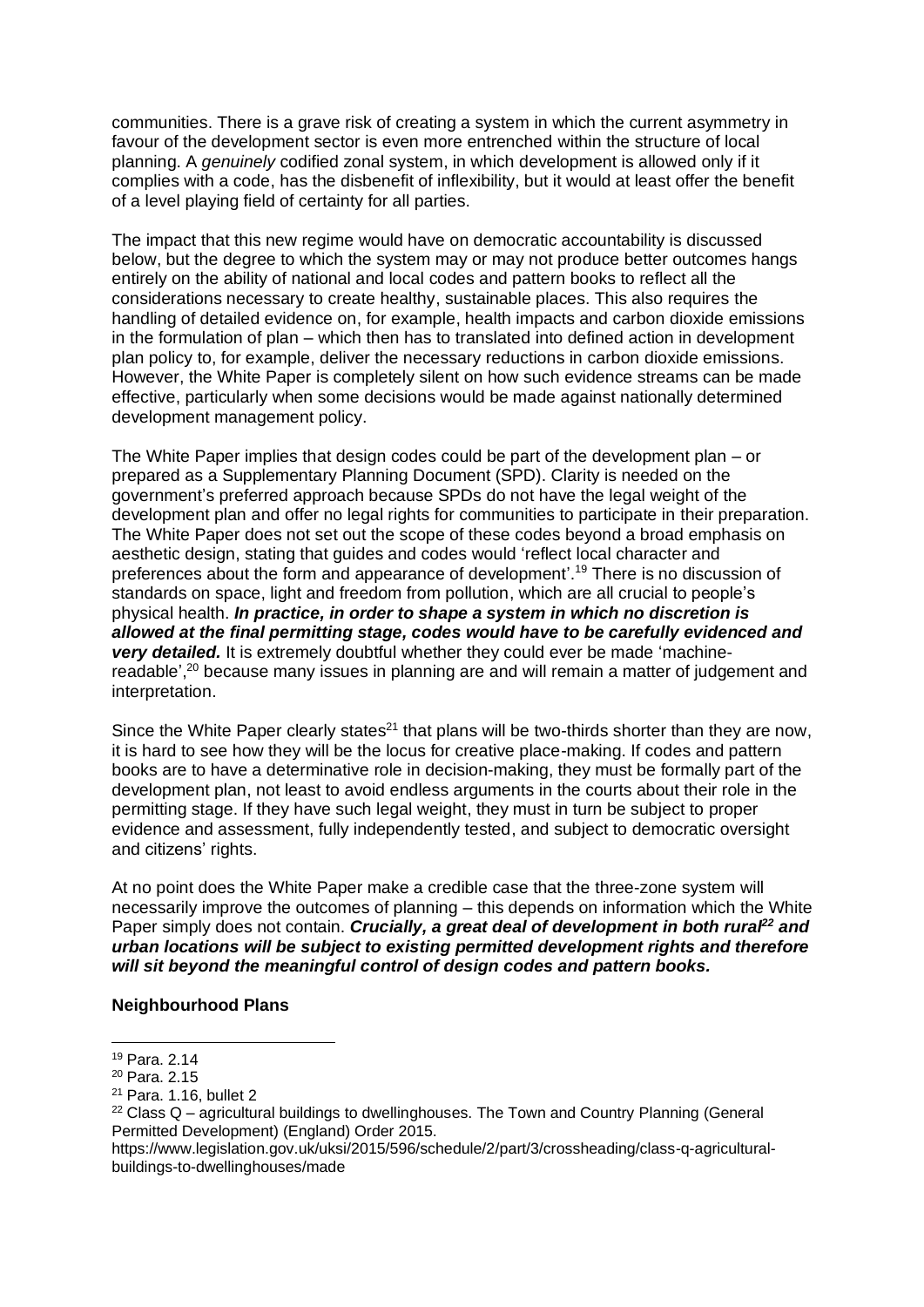communities. There is a grave risk of creating a system in which the current asymmetry in favour of the development sector is even more entrenched within the structure of local planning. A *genuinely* codified zonal system, in which development is allowed only if it complies with a code, has the disbenefit of inflexibility, but it would at least offer the benefit of a level playing field of certainty for all parties.

The impact that this new regime would have on democratic accountability is discussed below, but the degree to which the system may or may not produce better outcomes hangs entirely on the ability of national and local codes and pattern books to reflect all the considerations necessary to create healthy, sustainable places. This also requires the handling of detailed evidence on, for example, health impacts and carbon dioxide emissions in the formulation of plan – which then has to translated into defined action in development plan policy to, for example, deliver the necessary reductions in carbon dioxide emissions. However, the White Paper is completely silent on how such evidence streams can be made effective, particularly when some decisions would be made against nationally determined development management policy.

The White Paper implies that design codes could be part of the development plan – or prepared as a Supplementary Planning Document (SPD). Clarity is needed on the government's preferred approach because SPDs do not have the legal weight of the development plan and offer no legal rights for communities to participate in their preparation. The White Paper does not set out the scope of these codes beyond a broad emphasis on aesthetic design, stating that guides and codes would 'reflect local character and preferences about the form and appearance of development'.[19] There is no discussion of standards on space, light and freedom from pollution, which are all crucial to people's physical health. ***In practice, in order to shape a system in which no discretion is allowed at the final permitting stage, codes would have to be carefully evidenced and very detailed.*** It is extremely doubtful whether they could ever be made 'machine-readable',[20] because many issues in planning are and will remain a matter of judgement and interpretation.

Since the White Paper clearly states[21] that plans will be two-thirds shorter than they are now, it is hard to see how they will be the locus for creative place-making. If codes and pattern books are to have a determinative role in decision-making, they must be formally part of the development plan, not least to avoid endless arguments in the courts about their role in the permitting stage. If they have such legal weight, they must in turn be subject to proper evidence and assessment, fully independently tested, and subject to democratic oversight and citizens' rights.

At no point does the White Paper make a credible case that the three-zone system will necessarily improve the outcomes of planning – this depends on information which the White Paper simply does not contain. ***Crucially, a great deal of development in both rural[22] and urban locations will be subject to existing permitted development rights and therefore will sit beyond the meaningful control of design codes and pattern books.***

**Neighbourhood Plans**

---

[19] Para. 2.14

[20] Para. 2.15

[21] Para. 1.16, bullet 2

[22] Class Q – agricultural buildings to dwellinghouses. The Town and Country Planning (General Permitted Development) (England) Order 2015. https://www.legislation.gov.uk/uksi/2015/596/schedule/2/part/3/crossheading/class-q-agricultural-buildings-to-dwellinghouses/made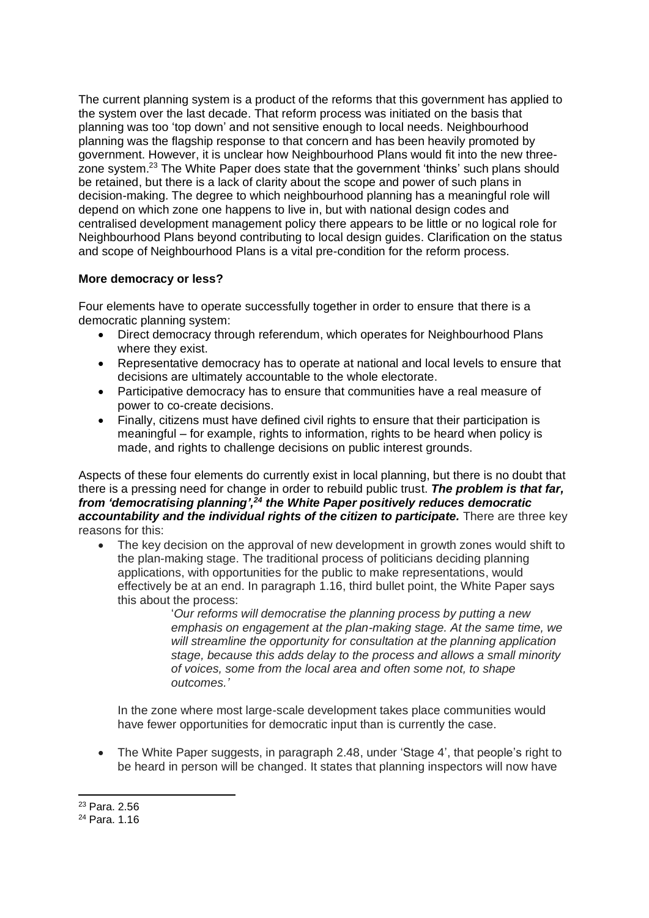The current planning system is a product of the reforms that this government has applied to the system over the last decade. That reform process was initiated on the basis that planning was too 'top down' and not sensitive enough to local needs. Neighbourhood planning was the flagship response to that concern and has been heavily promoted by government. However, it is unclear how Neighbourhood Plans would fit into the new three-zone system.[23] The White Paper does state that the government 'thinks' such plans should be retained, but there is a lack of clarity about the scope and power of such plans in decision-making. The degree to which neighbourhood planning has a meaningful role will depend on which zone one happens to live in, but with national design codes and centralised development management policy there appears to be little or no logical role for Neighbourhood Plans beyond contributing to local design guides. Clarification on the status and scope of Neighbourhood Plans is a vital pre-condition for the reform process.

**More democracy or less?**

Four elements have to operate successfully together in order to ensure that there is a democratic planning system:

- Direct democracy through referendum, which operates for Neighbourhood Plans where they exist.
- Representative democracy has to operate at national and local levels to ensure that decisions are ultimately accountable to the whole electorate.
- Participative democracy has to ensure that communities have a real measure of power to co-create decisions.
- Finally, citizens must have defined civil rights to ensure that their participation is meaningful – for example, rights to information, rights to be heard when policy is made, and rights to challenge decisions on public interest grounds.

Aspects of these four elements do currently exist in local planning, but there is no doubt that there is a pressing need for change in order to rebuild public trust. ***The problem is that far, from 'democratising planning',[24] the White Paper positively reduces democratic accountability and the individual rights of the citizen to participate.*** There are three key reasons for this:

- The key decision on the approval of new development in growth zones would shift to the plan-making stage. The traditional process of politicians deciding planning applications, with opportunities for the public to make representations, would effectively be at an end. In paragraph 1.16, third bullet point, the White Paper says this about the process:

  > '*Our reforms will democratise the planning process by putting a new emphasis on engagement at the plan-making stage. At the same time, we will streamline the opportunity for consultation at the planning application stage, because this adds delay to the process and allows a small minority of voices, some from the local area and often some not, to shape outcomes.*'

  In the zone where most large-scale development takes place communities would have fewer opportunities for democratic input than is currently the case.

- The White Paper suggests, in paragraph 2.48, under 'Stage 4', that people's right to be heard in person will be changed. It states that planning inspectors will now have

[23] Para. 2.56

[24] Para. 1.16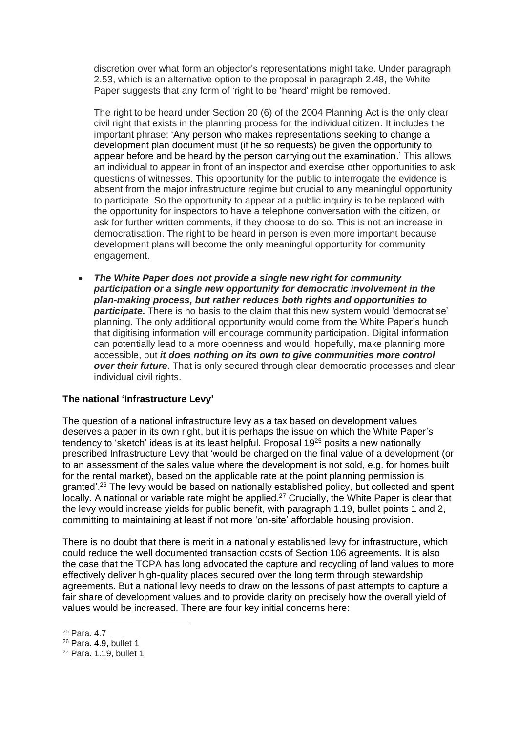discretion over what form an objector's representations might take. Under paragraph 2.53, which is an alternative option to the proposal in paragraph 2.48, the White Paper suggests that any form of 'right to be 'heard' might be removed.

The right to be heard under Section 20 (6) of the 2004 Planning Act is the only clear civil right that exists in the planning process for the individual citizen. It includes the important phrase: 'Any person who makes representations seeking to change a development plan document must (if he so requests) be given the opportunity to appear before and be heard by the person carrying out the examination.' This allows an individual to appear in front of an inspector and exercise other opportunities to ask questions of witnesses. This opportunity for the public to interrogate the evidence is absent from the major infrastructure regime but crucial to any meaningful opportunity to participate. So the opportunity to appear at a public inquiry is to be replaced with the opportunity for inspectors to have a telephone conversation with the citizen, or ask for further written comments, if they choose to do so. This is not an increase in democratisation. The right to be heard in person is even more important because development plans will become the only meaningful opportunity for community engagement.

- ***The White Paper does not provide a single new right for community participation or a single new opportunity for democratic involvement in the plan-making process, but rather reduces both rights and opportunities to participate.*** There is no basis to the claim that this new system would 'democratise' planning. The only additional opportunity would come from the White Paper's hunch that digitising information will encourage community participation. Digital information can potentially lead to a more openness and would, hopefully, make planning more accessible, but ***it does nothing on its own to give communities more control over their future***. That is only secured through clear democratic processes and clear individual civil rights.

**The national 'Infrastructure Levy'**

The question of a national infrastructure levy as a tax based on development values deserves a paper in its own right, but it is perhaps the issue on which the White Paper's tendency to 'sketch' ideas is at its least helpful. Proposal 19[25] posits a new nationally prescribed Infrastructure Levy that 'would be charged on the final value of a development (or to an assessment of the sales value where the development is not sold, e.g. for homes built for the rental market), based on the applicable rate at the point planning permission is granted'.[26] The levy would be based on nationally established policy, but collected and spent locally. A national or variable rate might be applied.[27] Crucially, the White Paper is clear that the levy would increase yields for public benefit, with paragraph 1.19, bullet points 1 and 2, committing to maintaining at least if not more 'on-site' affordable housing provision.

There is no doubt that there is merit in a nationally established levy for infrastructure, which could reduce the well documented transaction costs of Section 106 agreements. It is also the case that the TCPA has long advocated the capture and recycling of land values to more effectively deliver high-quality places secured over the long term through stewardship agreements. But a national levy needs to draw on the lessons of past attempts to capture a fair share of development values and to provide clarity on precisely how the overall yield of values would be increased. There are four key initial concerns here:

[25] Para. 4.7

[26] Para. 4.9, bullet 1

[27] Para. 1.19, bullet 1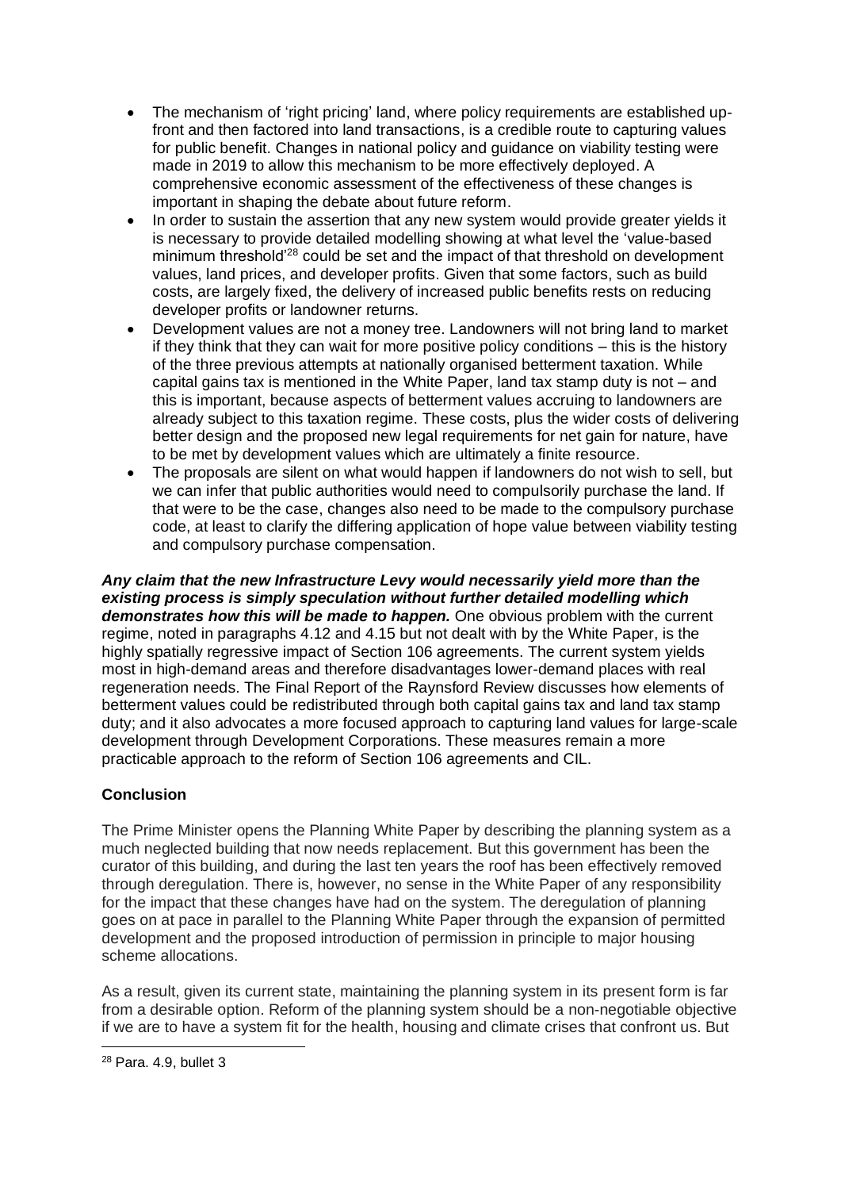- The mechanism of 'right pricing' land, where policy requirements are established up-front and then factored into land transactions, is a credible route to capturing values for public benefit. Changes in national policy and guidance on viability testing were made in 2019 to allow this mechanism to be more effectively deployed. A comprehensive economic assessment of the effectiveness of these changes is important in shaping the debate about future reform.
- In order to sustain the assertion that any new system would provide greater yields it is necessary to provide detailed modelling showing at what level the 'value-based minimum threshold'[28] could be set and the impact of that threshold on development values, land prices, and developer profits. Given that some factors, such as build costs, are largely fixed, the delivery of increased public benefits rests on reducing developer profits or landowner returns.
- Development values are not a money tree. Landowners will not bring land to market if they think that they can wait for more positive policy conditions – this is the history of the three previous attempts at nationally organised betterment taxation. While capital gains tax is mentioned in the White Paper, land tax stamp duty is not – and this is important, because aspects of betterment values accruing to landowners are already subject to this taxation regime. These costs, plus the wider costs of delivering better design and the proposed new legal requirements for net gain for nature, have to be met by development values which are ultimately a finite resource.
- The proposals are silent on what would happen if landowners do not wish to sell, but we can infer that public authorities would need to compulsorily purchase the land. If that were to be the case, changes also need to be made to the compulsory purchase code, at least to clarify the differing application of hope value between viability testing and compulsory purchase compensation.

***Any claim that the new Infrastructure Levy would necessarily yield more than the existing process is simply speculation without further detailed modelling which demonstrates how this will be made to happen.*** One obvious problem with the current regime, noted in paragraphs 4.12 and 4.15 but not dealt with by the White Paper, is the highly spatially regressive impact of Section 106 agreements. The current system yields most in high-demand areas and therefore disadvantages lower-demand places with real regeneration needs. The Final Report of the Raynsford Review discusses how elements of betterment values could be redistributed through both capital gains tax and land tax stamp duty; and it also advocates a more focused approach to capturing land values for large-scale development through Development Corporations. These measures remain a more practicable approach to the reform of Section 106 agreements and CIL.

## Conclusion

The Prime Minister opens the Planning White Paper by describing the planning system as a much neglected building that now needs replacement. But this government has been the curator of this building, and during the last ten years the roof has been effectively removed through deregulation. There is, however, no sense in the White Paper of any responsibility for the impact that these changes have had on the system. The deregulation of planning goes on at pace in parallel to the Planning White Paper through the expansion of permitted development and the proposed introduction of permission in principle to major housing scheme allocations.

As a result, given its current state, maintaining the planning system in its present form is far from a desirable option. Reform of the planning system should be a non-negotiable objective if we are to have a system fit for the health, housing and climate crises that confront us. But

[28] Para. 4.9, bullet 3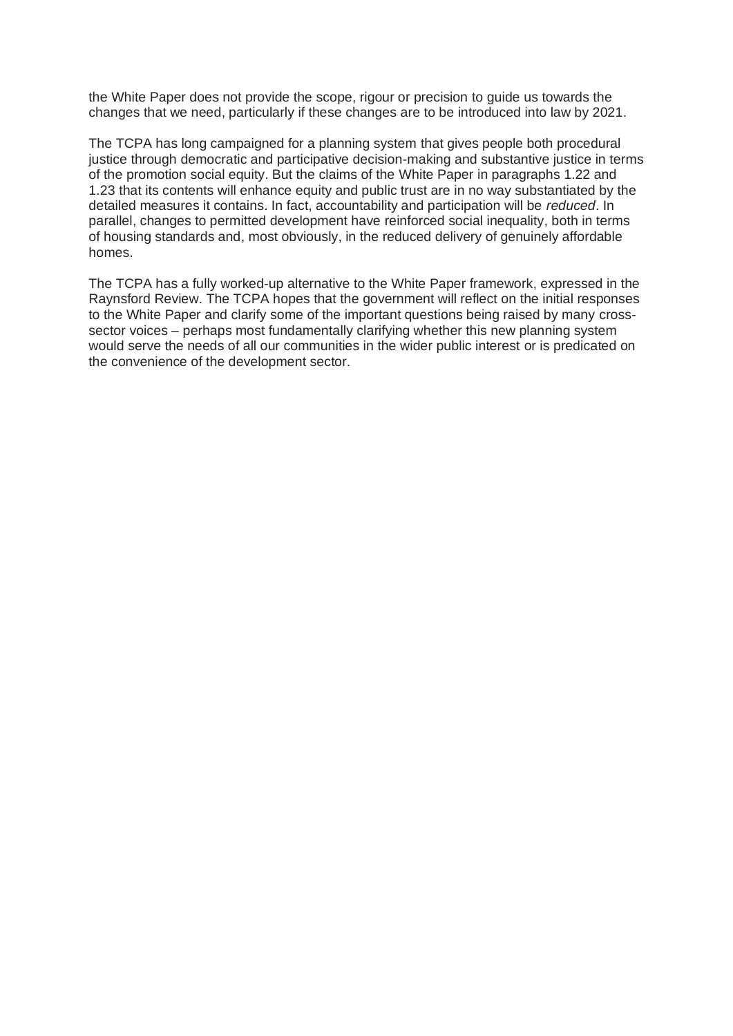the White Paper does not provide the scope, rigour or precision to guide us towards the changes that we need, particularly if these changes are to be introduced into law by 2021.

The TCPA has long campaigned for a planning system that gives people both procedural justice through democratic and participative decision-making and substantive justice in terms of the promotion social equity. But the claims of the White Paper in paragraphs 1.22 and 1.23 that its contents will enhance equity and public trust are in no way substantiated by the detailed measures it contains. In fact, accountability and participation will be *reduced*. In parallel, changes to permitted development have reinforced social inequality, both in terms of housing standards and, most obviously, in the reduced delivery of genuinely affordable homes.

The TCPA has a fully worked-up alternative to the White Paper framework, expressed in the Raynsford Review. The TCPA hopes that the government will reflect on the initial responses to the White Paper and clarify some of the important questions being raised by many cross-sector voices – perhaps most fundamentally clarifying whether this new planning system would serve the needs of all our communities in the wider public interest or is predicated on the convenience of the development sector.